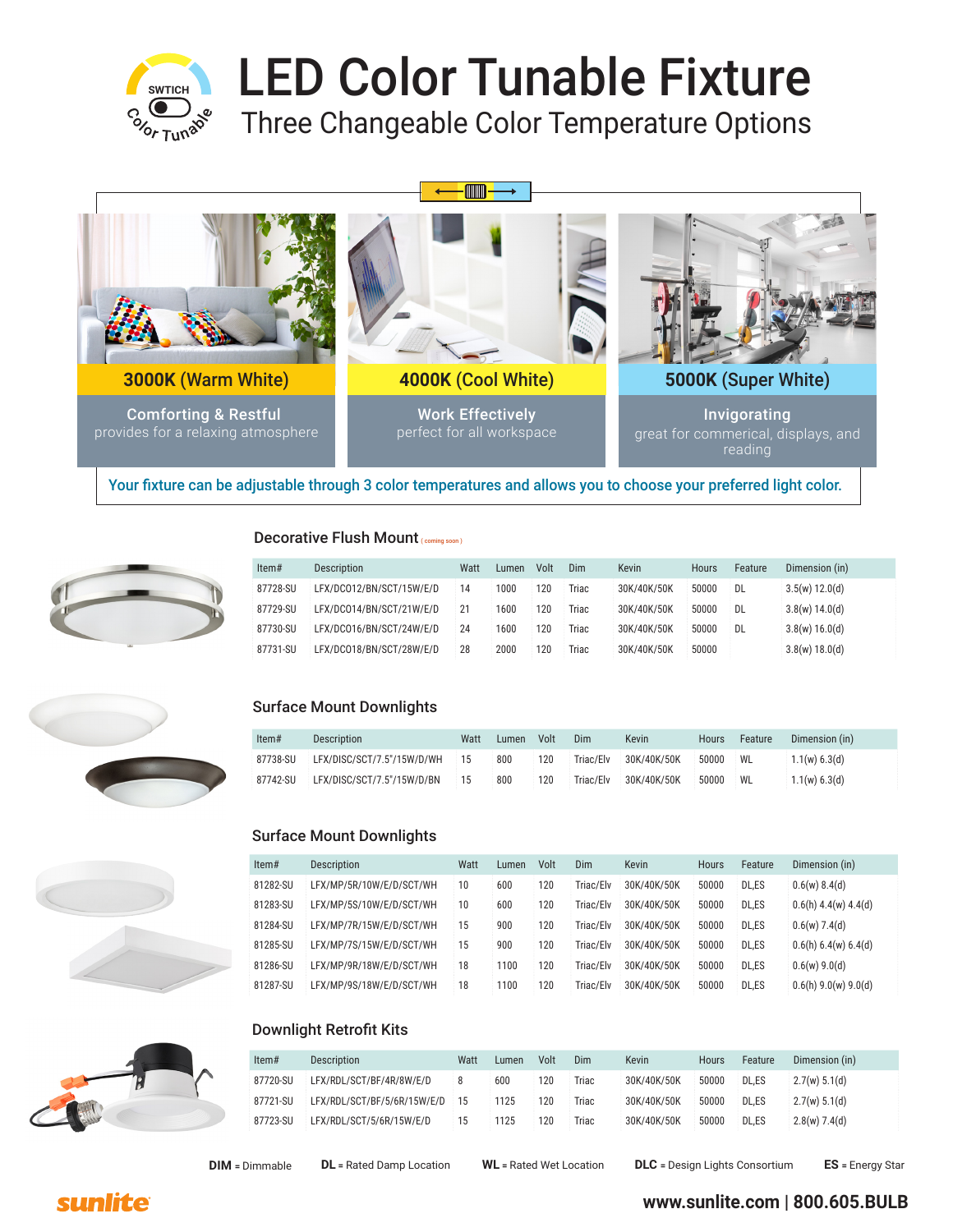SWTICH

Color Tunable

# LED Color Tunable Fixture

## Three Changeable Color Temperature Options

**3000K** (Warm White)

**Comforting & Restful**
provides for a relaxing atmosphere

**4000K** (Cool White)

**Work Effectively**
perfect for all workspace

**5000K** (Super White)

**Invigorating**
great for commerical, displays, and reading

Your fixture can be adjustable through 3 color temperatures and allows you to choose your preferred light color.

### Decorative Flush Mount ( coming soon )

| Item# | Description | Watt | Lumen | Volt | Dim | Kevin | Hours | Feature | Dimension (in) |
|---|---|---|---|---|---|---|---|---|---|
| 87728-SU | LFX/DCO12/BN/SCT/15W/E/D | 14 | 1000 | 120 | Triac | 30K/40K/50K | 50000 | DL | 3.5(w) 12.0(d) |
| 87729-SU | LFX/DCO14/BN/SCT/21W/E/D | 21 | 1600 | 120 | Triac | 30K/40K/50K | 50000 | DL | 3.8(w) 14.0(d) |
| 87730-SU | LFX/DCO16/BN/SCT/24W/E/D | 24 | 1600 | 120 | Triac | 30K/40K/50K | 50000 | DL | 3.8(w) 16.0(d) |
| 87731-SU | LFX/DCO18/BN/SCT/28W/E/D | 28 | 2000 | 120 | Triac | 30K/40K/50K | 50000 | | 3.8(w) 18.0(d) |

### Surface Mount Downlights

| Item# | Description | Watt | Lumen | Volt | Dim | Kevin | Hours | Feature | Dimension (in) |
|---|---|---|---|---|---|---|---|---|---|
| 87738-SU | LFX/DISC/SCT/7.5"/15W/D/WH | 15 | 800 | 120 | Triac/Elv | 30K/40K/50K | 50000 | WL | 1.1(w) 6.3(d) |
| 87742-SU | LFX/DISC/SCT/7.5"/15W/D/BN | 15 | 800 | 120 | Triac/Elv | 30K/40K/50K | 50000 | WL | 1.1(w) 6.3(d) |

### Surface Mount Downlights

| Item# | Description | Watt | Lumen | Volt | Dim | Kevin | Hours | Feature | Dimension (in) |
|---|---|---|---|---|---|---|---|---|---|
| 81282-SU | LFX/MP/5R/10W/E/D/SCT/WH | 10 | 600 | 120 | Triac/Elv | 30K/40K/50K | 50000 | DL,ES | 0.6(w) 8.4(d) |
| 81283-SU | LFX/MP/5S/10W/E/D/SCT/WH | 10 | 600 | 120 | Triac/Elv | 30K/40K/50K | 50000 | DL,ES | 0.6(h) 4.4(w) 4.4(d) |
| 81284-SU | LFX/MP/7R/15W/E/D/SCT/WH | 15 | 900 | 120 | Triac/Elv | 30K/40K/50K | 50000 | DL,ES | 0.6(w) 7.4(d) |
| 81285-SU | LFX/MP/7S/15W/E/D/SCT/WH | 15 | 900 | 120 | Triac/Elv | 30K/40K/50K | 50000 | DL,ES | 0.6(h) 6.4(w) 6.4(d) |
| 81286-SU | LFX/MP/9R/18W/E/D/SCT/WH | 18 | 1100 | 120 | Triac/Elv | 30K/40K/50K | 50000 | DL,ES | 0.6(w) 9.0(d) |
| 81287-SU | LFX/MP/9S/18W/E/D/SCT/WH | 18 | 1100 | 120 | Triac/Elv | 30K/40K/50K | 50000 | DL,ES | 0.6(h) 9.0(w) 9.0(d) |

### Downlight Retrofit Kits

| Item# | Description | Watt | Lumen | Volt | Dim | Kevin | Hours | Feature | Dimension (in) |
|---|---|---|---|---|---|---|---|---|---|
| 87720-SU | LFX/RDL/SCT/BF/4R/8W/E/D | 8 | 600 | 120 | Triac | 30K/40K/50K | 50000 | DL,ES | 2.7(w) 5.1(d) |
| 87721-SU | LFX/RDL/SCT/BF/5/6R/15W/E/D | 15 | 1125 | 120 | Triac | 30K/40K/50K | 50000 | DL,ES | 2.7(w) 5.1(d) |
| 87723-SU | LFX/RDL/SCT/5/6R/15W/E/D | 15 | 1125 | 120 | Triac | 30K/40K/50K | 50000 | DL,ES | 2.8(w) 7.4(d) |

**DIM** = Dimmable **DL** = Rated Damp Location **WL** = Rated Wet Location **DLC** = Design Lights Consortium **ES** = Energy Star

sunlite

**www.sunlite.com | 800.605.BULB**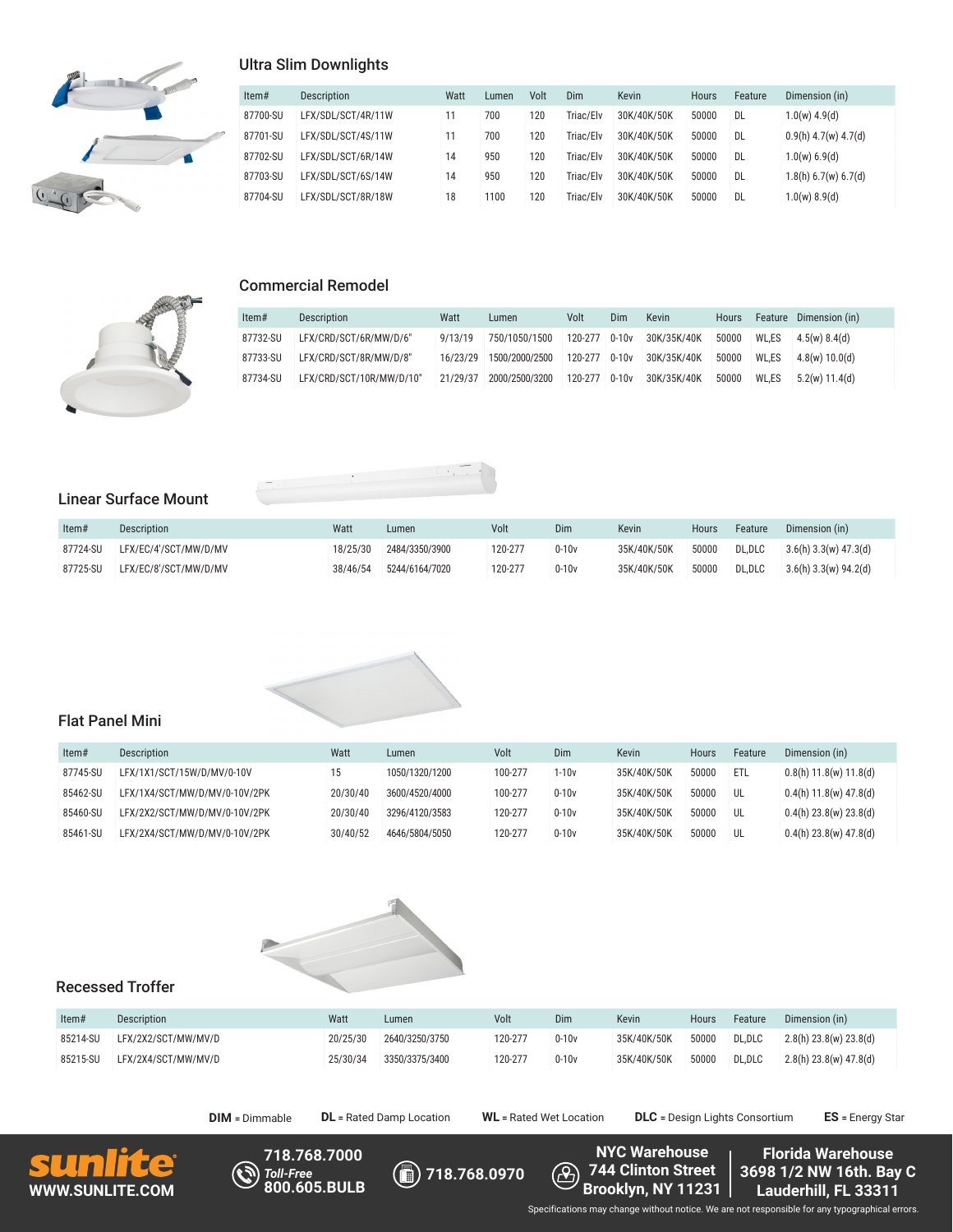## Ultra Slim Downlights

| Item# | Description | Watt | Lumen | Volt | Dim | Kevin | Hours | Feature | Dimension (in) |
|---|---|---|---|---|---|---|---|---|---|
| 87700-SU | LFX/SDL/SCT/4R/11W | 11 | 700 | 120 | Triac/Elv | 30K/40K/50K | 50000 | DL | 1.0(w) 4.9(d) |
| 87701-SU | LFX/SDL/SCT/4S/11W | 11 | 700 | 120 | Triac/Elv | 30K/40K/50K | 50000 | DL | 0.9(h) 4.7(w) 4.7(d) |
| 87702-SU | LFX/SDL/SCT/6R/14W | 14 | 950 | 120 | Triac/Elv | 30K/40K/50K | 50000 | DL | 1.0(w) 6.9(d) |
| 87703-SU | LFX/SDL/SCT/6S/14W | 14 | 950 | 120 | Triac/Elv | 30K/40K/50K | 50000 | DL | 1.8(h) 6.7(w) 6.7(d) |
| 87704-SU | LFX/SDL/SCT/8R/18W | 18 | 1100 | 120 | Triac/Elv | 30K/40K/50K | 50000 | DL | 1.0(w) 8.9(d) |

## Commercial Remodel

| Item# | Description | Watt | Lumen | Volt | Dim | Kevin | Hours | Feature | Dimension (in) |
|---|---|---|---|---|---|---|---|---|---|
| 87732-SU | LFX/CRD/SCT/6R/MW/D/6" | 9/13/19 | 750/1050/1500 | 120-277 | 0-10v | 30K/35K/40K | 50000 | WL,ES | 4.5(w) 8.4(d) |
| 87733-SU | LFX/CRD/SCT/8R/MW/D/8" | 16/23/29 | 1500/2000/2500 | 120-277 | 0-10v | 30K/35K/40K | 50000 | WL,ES | 4.8(w) 10.0(d) |
| 87734-SU | LFX/CRD/SCT/10R/MW/D/10" | 21/29/37 | 2000/2500/3200 | 120-277 | 0-10v | 30K/35K/40K | 50000 | WL,ES | 5.2(w) 11.4(d) |

## Linear Surface Mount

| Item# | Description | Watt | Lumen | Volt | Dim | Kevin | Hours | Feature | Dimension (in) |
|---|---|---|---|---|---|---|---|---|---|
| 87724-SU | LFX/EC/4'/SCT/MW/D/MV | 18/25/30 | 2484/3350/3900 | 120-277 | 0-10v | 35K/40K/50K | 50000 | DL,DLC | 3.6(h) 3.3(w) 47.3(d) |
| 87725-SU | LFX/EC/8'/SCT/MW/D/MV | 38/46/54 | 5244/6164/7020 | 120-277 | 0-10v | 35K/40K/50K | 50000 | DL,DLC | 3.6(h) 3.3(w) 94.2(d) |

## Flat Panel Mini

| Item# | Description | Watt | Lumen | Volt | Dim | Kevin | Hours | Feature | Dimension (in) |
|---|---|---|---|---|---|---|---|---|---|
| 87745-SU | LFX/1X1/SCT/15W/D/MV/0-10V | 15 | 1050/1320/1200 | 100-277 | 1-10v | 35K/40K/50K | 50000 | ETL | 0.8(h) 11.8(w) 11.8(d) |
| 85462-SU | LFX/1X4/SCT/MW/D/MV/0-10V/2PK | 20/30/40 | 3600/4520/4000 | 100-277 | 0-10v | 35K/40K/50K | 50000 | UL | 0.4(h) 11.8(w) 47.8(d) |
| 85460-SU | LFX/2X2/SCT/MW/D/MV/0-10V/2PK | 20/30/40 | 3296/4120/3583 | 120-277 | 0-10v | 35K/40K/50K | 50000 | UL | 0.4(h) 23.8(w) 23.8(d) |
| 85461-SU | LFX/2X4/SCT/MW/D/MV/0-10V/2PK | 30/40/52 | 4646/5804/5050 | 120-277 | 0-10v | 35K/40K/50K | 50000 | UL | 0.4(h) 23.8(w) 47.8(d) |

## Recessed Troffer

| Item# | Description | Watt | Lumen | Volt | Dim | Kevin | Hours | Feature | Dimension (in) |
|---|---|---|---|---|---|---|---|---|---|
| 85214-SU | LFX/2X2/SCT/MW/MV/D | 20/25/30 | 2640/3250/3750 | 120-277 | 0-10v | 35K/40K/50K | 50000 | DL,DLC | 2.8(h) 23.8(w) 23.8(d) |
| 85215-SU | LFX/2X4/SCT/MW/MV/D | 25/30/34 | 3350/3375/3400 | 120-277 | 0-10v | 35K/40K/50K | 50000 | DL,DLC | 2.8(h) 23.8(w) 47.8(d) |

**DIM** = Dimmable **DL** = Rated Damp Location **WL** = Rated Wet Location **DLC** = Design Lights Consortium **ES** = Energy Star

**sunlite**
**WWW.SUNLITE.COM**

**718.768.7000**
*Toll-Free*
**800.605.BULB**

**718.768.0970**

**NYC Warehouse**
**744 Clinton Street**
**Brooklyn, NY 11231**

**Florida Warehouse**
**3698 1/2 NW 16th. Bay C**
**Lauderhill, FL 33311**

Specifications may change without notice. We are not responsible for any typographical errors.